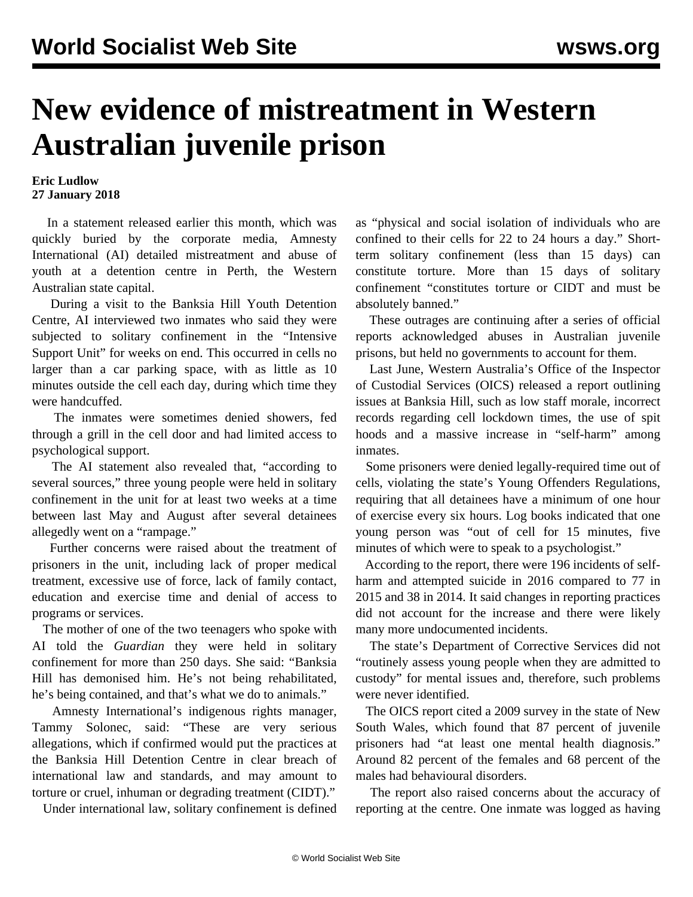# New evidence of mistreatment in Western Australian juvenile prison

**Eric Ludlow**
**27 January 2018**

In a statement released earlier this month, which was quickly buried by the corporate media, Amnesty International (AI) detailed mistreatment and abuse of youth at a detention centre in Perth, the Western Australian state capital.

During a visit to the Banksia Hill Youth Detention Centre, AI interviewed two inmates who said they were subjected to solitary confinement in the "Intensive Support Unit" for weeks on end. This occurred in cells no larger than a car parking space, with as little as 10 minutes outside the cell each day, during which time they were handcuffed.

The inmates were sometimes denied showers, fed through a grill in the cell door and had limited access to psychological support.

The AI statement also revealed that, "according to several sources," three young people were held in solitary confinement in the unit for at least two weeks at a time between last May and August after several detainees allegedly went on a "rampage."

Further concerns were raised about the treatment of prisoners in the unit, including lack of proper medical treatment, excessive use of force, lack of family contact, education and exercise time and denial of access to programs or services.

The mother of one of the two teenagers who spoke with AI told the *Guardian* they were held in solitary confinement for more than 250 days. She said: "Banksia Hill has demonised him. He's not being rehabilitated, he's being contained, and that's what we do to animals."

Amnesty International's indigenous rights manager, Tammy Solonec, said: "These are very serious allegations, which if confirmed would put the practices at the Banksia Hill Detention Centre in clear breach of international law and standards, and may amount to torture or cruel, inhuman or degrading treatment (CIDT)."

Under international law, solitary confinement is defined as "physical and social isolation of individuals who are confined to their cells for 22 to 24 hours a day." Short-term solitary confinement (less than 15 days) can constitute torture. More than 15 days of solitary confinement "constitutes torture or CIDT and must be absolutely banned."

These outrages are continuing after a series of official reports acknowledged abuses in Australian juvenile prisons, but held no governments to account for them.

Last June, Western Australia's Office of the Inspector of Custodial Services (OICS) released a report outlining issues at Banksia Hill, such as low staff morale, incorrect records regarding cell lockdown times, the use of spit hoods and a massive increase in "self-harm" among inmates.

Some prisoners were denied legally-required time out of cells, violating the state's Young Offenders Regulations, requiring that all detainees have a minimum of one hour of exercise every six hours. Log books indicated that one young person was "out of cell for 15 minutes, five minutes of which were to speak to a psychologist."

According to the report, there were 196 incidents of self-harm and attempted suicide in 2016 compared to 77 in 2015 and 38 in 2014. It said changes in reporting practices did not account for the increase and there were likely many more undocumented incidents.

The state's Department of Corrective Services did not "routinely assess young people when they are admitted to custody" for mental issues and, therefore, such problems were never identified.

The OICS report cited a 2009 survey in the state of New South Wales, which found that 87 percent of juvenile prisoners had "at least one mental health diagnosis." Around 82 percent of the females and 68 percent of the males had behavioural disorders.

The report also raised concerns about the accuracy of reporting at the centre. One inmate was logged as having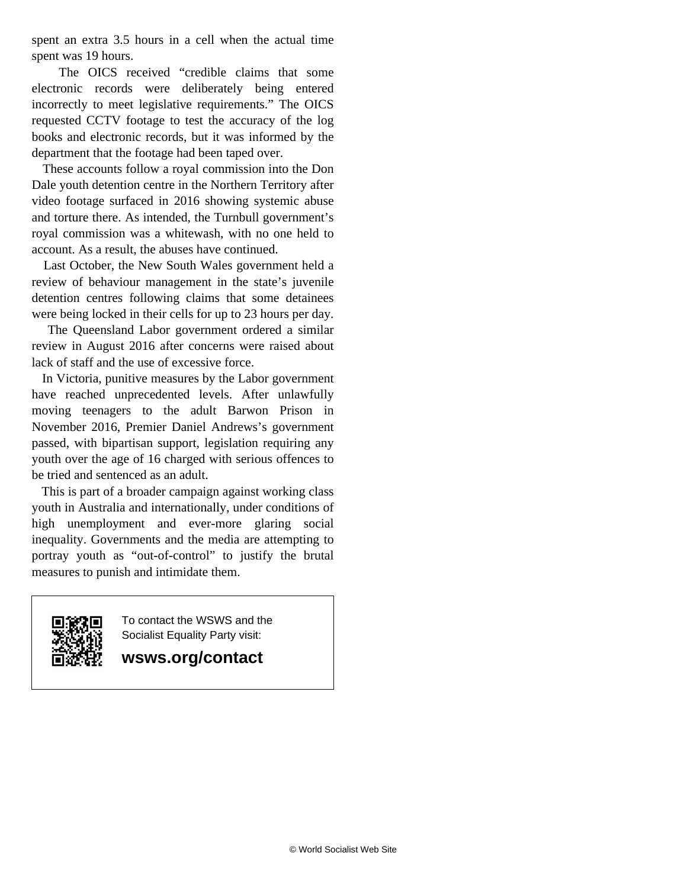spent an extra 3.5 hours in a cell when the actual time spent was 19 hours.

The OICS received "credible claims that some electronic records were deliberately being entered incorrectly to meet legislative requirements." The OICS requested CCTV footage to test the accuracy of the log books and electronic records, but it was informed by the department that the footage had been taped over.

These accounts follow a royal commission into the Don Dale youth detention centre in the Northern Territory after video footage surfaced in 2016 showing systemic abuse and torture there. As intended, the Turnbull government's royal commission was a whitewash, with no one held to account. As a result, the abuses have continued.

Last October, the New South Wales government held a review of behaviour management in the state's juvenile detention centres following claims that some detainees were being locked in their cells for up to 23 hours per day.

The Queensland Labor government ordered a similar review in August 2016 after concerns were raised about lack of staff and the use of excessive force.

In Victoria, punitive measures by the Labor government have reached unprecedented levels. After unlawfully moving teenagers to the adult Barwon Prison in November 2016, Premier Daniel Andrews's government passed, with bipartisan support, legislation requiring any youth over the age of 16 charged with serious offences to be tried and sentenced as an adult.

This is part of a broader campaign against working class youth in Australia and internationally, under conditions of high unemployment and ever-more glaring social inequality. Governments and the media are attempting to portray youth as "out-of-control" to justify the brutal measures to punish and intimidate them.

To contact the WSWS and the Socialist Equality Party visit:

**wsws.org/contact**